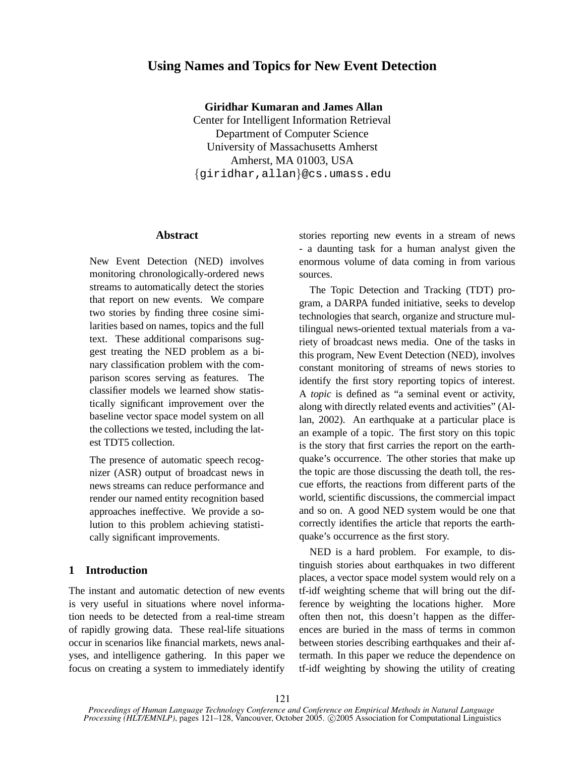# Using Names and Topics for New Event Detection

**Giridhar Kumaran and James Allan**
Center for Intelligent Information Retrieval
Department of Computer Science
University of Massachusetts Amherst
Amherst, MA 01003, USA
{giridhar,allan}@cs.umass.edu

## Abstract

New Event Detection (NED) involves monitoring chronologically-ordered news streams to automatically detect the stories that report on new events. We compare two stories by finding three cosine similarities based on names, topics and the full text. These additional comparisons suggest treating the NED problem as a binary classification problem with the comparison scores serving as features. The classifier models we learned show statistically significant improvement over the baseline vector space model system on all the collections we tested, including the latest TDT5 collection.

The presence of automatic speech recognizer (ASR) output of broadcast news in news streams can reduce performance and render our named entity recognition based approaches ineffective. We provide a solution to this problem achieving statistically significant improvements.

## 1 Introduction

The instant and automatic detection of new events is very useful in situations where novel information needs to be detected from a real-time stream of rapidly growing data. These real-life situations occur in scenarios like financial markets, news analyses, and intelligence gathering. In this paper we focus on creating a system to immediately identify stories reporting new events in a stream of news - a daunting task for a human analyst given the enormous volume of data coming in from various sources.

The Topic Detection and Tracking (TDT) program, a DARPA funded initiative, seeks to develop technologies that search, organize and structure multilingual news-oriented textual materials from a variety of broadcast news media. One of the tasks in this program, New Event Detection (NED), involves constant monitoring of streams of news stories to identify the first story reporting topics of interest. A *topic* is defined as "a seminal event or activity, along with directly related events and activities" (Allan, 2002). An earthquake at a particular place is an example of a topic. The first story on this topic is the story that first carries the report on the earthquake's occurrence. The other stories that make up the topic are those discussing the death toll, the rescue efforts, the reactions from different parts of the world, scientific discussions, the commercial impact and so on. A good NED system would be one that correctly identifies the article that reports the earthquake's occurrence as the first story.

NED is a hard problem. For example, to distinguish stories about earthquakes in two different places, a vector space model system would rely on a tf-idf weighting scheme that will bring out the difference by weighting the locations higher. More often then not, this doesn't happen as the differences are buried in the mass of terms in common between stories describing earthquakes and their aftermath. In this paper we reduce the dependence on tf-idf weighting by showing the utility of creating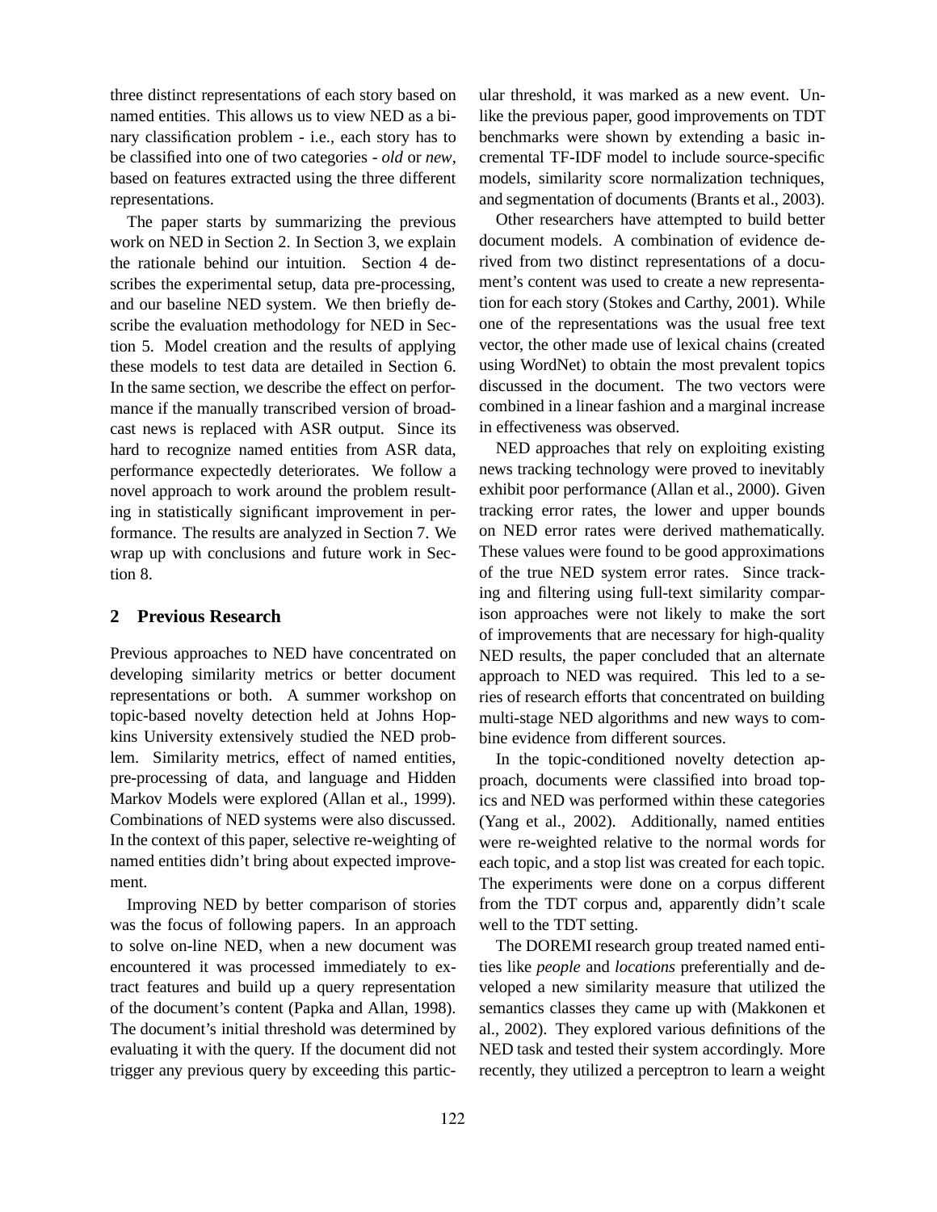three distinct representations of each story based on named entities. This allows us to view NED as a binary classification problem - i.e., each story has to be classified into one of two categories - *old* or *new*, based on features extracted using the three different representations.

The paper starts by summarizing the previous work on NED in Section 2. In Section 3, we explain the rationale behind our intuition. Section 4 describes the experimental setup, data pre-processing, and our baseline NED system. We then briefly describe the evaluation methodology for NED in Section 5. Model creation and the results of applying these models to test data are detailed in Section 6. In the same section, we describe the effect on performance if the manually transcribed version of broadcast news is replaced with ASR output. Since its hard to recognize named entities from ASR data, performance expectedly deteriorates. We follow a novel approach to work around the problem resulting in statistically significant improvement in performance. The results are analyzed in Section 7. We wrap up with conclusions and future work in Section 8.

## 2 Previous Research

Previous approaches to NED have concentrated on developing similarity metrics or better document representations or both. A summer workshop on topic-based novelty detection held at Johns Hopkins University extensively studied the NED problem. Similarity metrics, effect of named entities, pre-processing of data, and language and Hidden Markov Models were explored (Allan et al., 1999). Combinations of NED systems were also discussed. In the context of this paper, selective re-weighting of named entities didn't bring about expected improvement.

Improving NED by better comparison of stories was the focus of following papers. In an approach to solve on-line NED, when a new document was encountered it was processed immediately to extract features and build up a query representation of the document's content (Papka and Allan, 1998). The document's initial threshold was determined by evaluating it with the query. If the document did not trigger any previous query by exceeding this particular threshold, it was marked as a new event. Unlike the previous paper, good improvements on TDT benchmarks were shown by extending a basic incremental TF-IDF model to include source-specific models, similarity score normalization techniques, and segmentation of documents (Brants et al., 2003).

Other researchers have attempted to build better document models. A combination of evidence derived from two distinct representations of a document's content was used to create a new representation for each story (Stokes and Carthy, 2001). While one of the representations was the usual free text vector, the other made use of lexical chains (created using WordNet) to obtain the most prevalent topics discussed in the document. The two vectors were combined in a linear fashion and a marginal increase in effectiveness was observed.

NED approaches that rely on exploiting existing news tracking technology were proved to inevitably exhibit poor performance (Allan et al., 2000). Given tracking error rates, the lower and upper bounds on NED error rates were derived mathematically. These values were found to be good approximations of the true NED system error rates. Since tracking and filtering using full-text similarity comparison approaches were not likely to make the sort of improvements that are necessary for high-quality NED results, the paper concluded that an alternate approach to NED was required. This led to a series of research efforts that concentrated on building multi-stage NED algorithms and new ways to combine evidence from different sources.

In the topic-conditioned novelty detection approach, documents were classified into broad topics and NED was performed within these categories (Yang et al., 2002). Additionally, named entities were re-weighted relative to the normal words for each topic, and a stop list was created for each topic. The experiments were done on a corpus different from the TDT corpus and, apparently didn't scale well to the TDT setting.

The DOREMI research group treated named entities like *people* and *locations* preferentially and developed a new similarity measure that utilized the semantics classes they came up with (Makkonen et al., 2002). They explored various definitions of the NED task and tested their system accordingly. More recently, they utilized a perceptron to learn a weight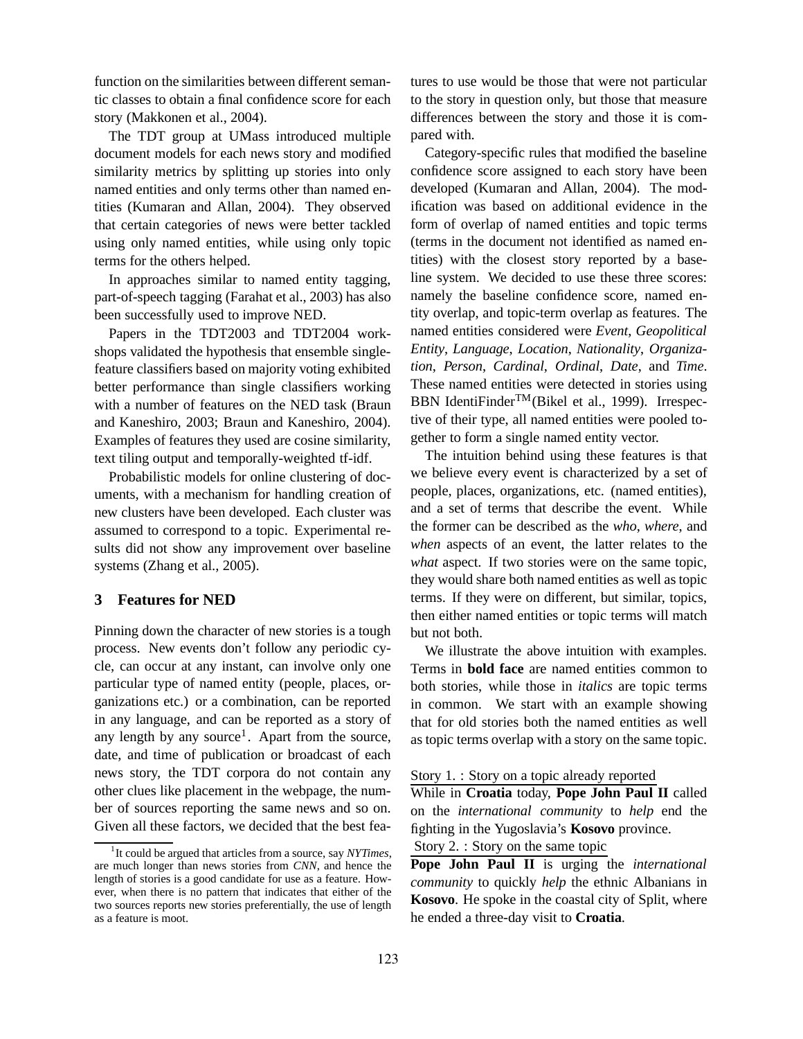function on the similarities between different semantic classes to obtain a final confidence score for each story (Makkonen et al., 2004).

The TDT group at UMass introduced multiple document models for each news story and modified similarity metrics by splitting up stories into only named entities and only terms other than named entities (Kumaran and Allan, 2004). They observed that certain categories of news were better tackled using only named entities, while using only topic terms for the others helped.

In approaches similar to named entity tagging, part-of-speech tagging (Farahat et al., 2003) has also been successfully used to improve NED.

Papers in the TDT2003 and TDT2004 workshops validated the hypothesis that ensemble single-feature classifiers based on majority voting exhibited better performance than single classifiers working with a number of features on the NED task (Braun and Kaneshiro, 2003; Braun and Kaneshiro, 2004). Examples of features they used are cosine similarity, text tiling output and temporally-weighted tf-idf.

Probabilistic models for online clustering of documents, with a mechanism for handling creation of new clusters have been developed. Each cluster was assumed to correspond to a topic. Experimental results did not show any improvement over baseline systems (Zhang et al., 2005).

## 3 Features for NED

Pinning down the character of new stories is a tough process. New events don't follow any periodic cycle, can occur at any instant, can involve only one particular type of named entity (people, places, organizations etc.) or a combination, can be reported in any language, and can be reported as a story of any length by any source[1]. Apart from the source, date, and time of publication or broadcast of each news story, the TDT corpora do not contain any other clues like placement in the webpage, the number of sources reporting the same news and so on. Given all these factors, we decided that the best features to use would be those that were not particular to the story in question only, but those that measure differences between the story and those it is compared with.

Category-specific rules that modified the baseline confidence score assigned to each story have been developed (Kumaran and Allan, 2004). The modification was based on additional evidence in the form of overlap of named entities and topic terms (terms in the document not identified as named entities) with the closest story reported by a baseline system. We decided to use these three scores: namely the baseline confidence score, named entity overlap, and topic-term overlap as features. The named entities considered were *Event*, *Geopolitical Entity*, *Language*, *Location*, *Nationality*, *Organization*, *Person*, *Cardinal*, *Ordinal*, *Date*, and *Time*. These named entities were detected in stories using BBN IdentiFinder™ (Bikel et al., 1999). Irrespective of their type, all named entities were pooled together to form a single named entity vector.

The intuition behind using these features is that we believe every event is characterized by a set of people, places, organizations, etc. (named entities), and a set of terms that describe the event. While the former can be described as the *who*, *where*, and *when* aspects of an event, the latter relates to the *what* aspect. If two stories were on the same topic, they would share both named entities as well as topic terms. If they were on different, but similar, topics, then either named entities or topic terms will match but not both.

We illustrate the above intuition with examples. Terms in **bold face** are named entities common to both stories, while those in *italics* are topic terms in common. We start with an example showing that for old stories both the named entities as well as topic terms overlap with a story on the same topic.

Story 1. : Story on a topic already reported

While in **Croatia** today, **Pope John Paul II** called on the *international community* to *help* end the fighting in the Yugoslavia's **Kosovo** province.

Story 2. : Story on the same topic

**Pope John Paul II** is urging the *international community* to quickly *help* the ethnic Albanians in **Kosovo**. He spoke in the coastal city of Split, where he ended a three-day visit to **Croatia**.

[1] It could be argued that articles from a source, say *NYTimes*, are much longer than news stories from *CNN*, and hence the length of stories is a good candidate for use as a feature. However, when there is no pattern that indicates that either of the two sources reports new stories preferentially, the use of length as a feature is moot.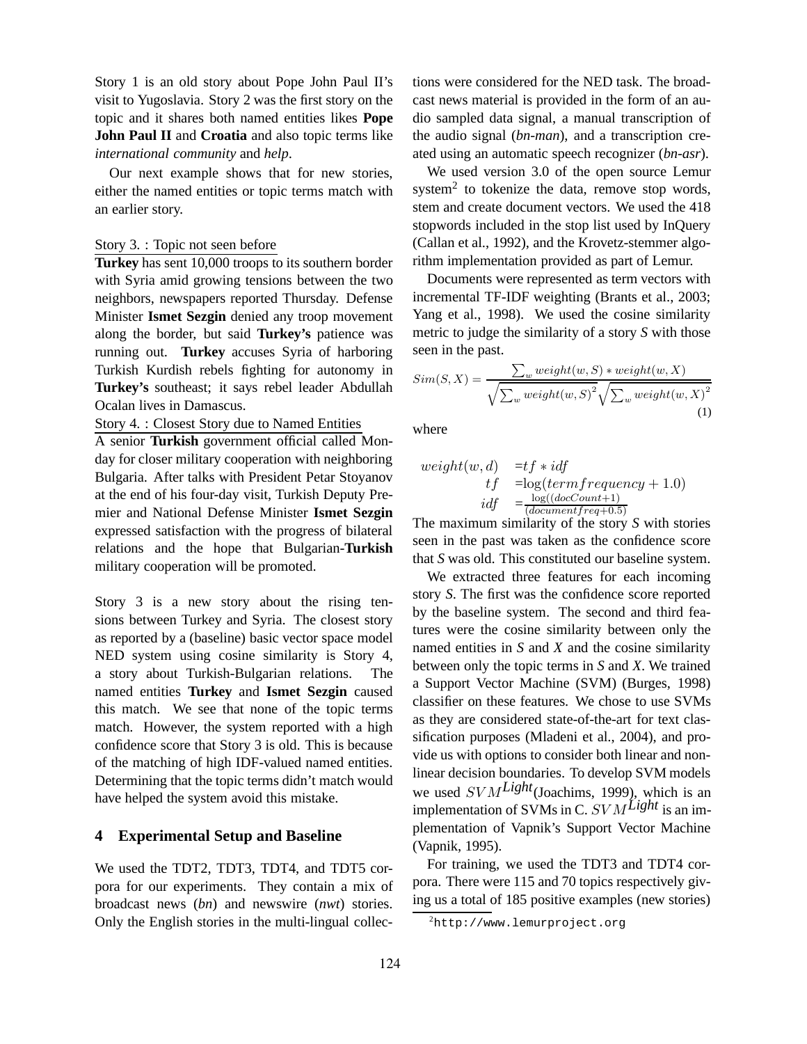Story 1 is an old story about Pope John Paul II's visit to Yugoslavia. Story 2 was the first story on the topic and it shares both named entities likes **Pope John Paul II** and **Croatia** and also topic terms like *international community* and *help*.

Our next example shows that for new stories, either the named entities or topic terms match with an earlier story.

Story 3. : Topic not seen before

**Turkey** has sent 10,000 troops to its southern border with Syria amid growing tensions between the two neighbors, newspapers reported Thursday. Defense Minister **Ismet Sezgin** denied any troop movement along the border, but said **Turkey's** patience was running out. **Turkey** accuses Syria of harboring Turkish Kurdish rebels fighting for autonomy in **Turkey's** southeast; it says rebel leader Abdullah Ocalan lives in Damascus.

Story 4. : Closest Story due to Named Entities

A senior **Turkish** government official called Monday for closer military cooperation with neighboring Bulgaria. After talks with President Petar Stoyanov at the end of his four-day visit, Turkish Deputy Premier and National Defense Minister **Ismet Sezgin** expressed satisfaction with the progress of bilateral relations and the hope that Bulgarian-**Turkish** military cooperation will be promoted.

Story 3 is a new story about the rising tensions between Turkey and Syria. The closest story as reported by a (baseline) basic vector space model NED system using cosine similarity is Story 4, a story about Turkish-Bulgarian relations. The named entities **Turkey** and **Ismet Sezgin** caused this match. We see that none of the topic terms match. However, the system reported with a high confidence score that Story 3 is old. This is because of the matching of high IDF-valued named entities. Determining that the topic terms didn't match would have helped the system avoid this mistake.

## 4 Experimental Setup and Baseline

We used the TDT2, TDT3, TDT4, and TDT5 corpora for our experiments. They contain a mix of broadcast news (*bn*) and newswire (*nwt*) stories. Only the English stories in the multi-lingual collections were considered for the NED task. The broadcast news material is provided in the form of an audio sampled data signal, a manual transcription of the audio signal (*bn-man*), and a transcription created using an automatic speech recognizer (*bn-asr*).

We used version 3.0 of the open source Lemur system[2] to tokenize the data, remove stop words, stem and create document vectors. We used the 418 stopwords included in the stop list used by InQuery (Callan et al., 1992), and the Krovetz-stemmer algorithm implementation provided as part of Lemur.

Documents were represented as term vectors with incremental TF-IDF weighting (Brants et al., 2003; Yang et al., 1998). We used the cosine similarity metric to judge the similarity of a story *S* with those seen in the past.

$$Sim(S,X) = \frac{\sum_w weight(w,S) * weight(w,X)}{\sqrt{\sum_w weight(w,S)^2}\sqrt{\sum_w weight(w,X)^2}} \quad (1)$$

where

$$\begin{aligned} weight(w,d) &= tf * idf \\ tf &= \log(termfrequency + 1.0) \\ idf &= \frac{\log((docCount+1)}{(documentfreq+0.5)} \end{aligned}$$

The maximum similarity of the story *S* with stories seen in the past was taken as the confidence score that *S* was old. This constituted our baseline system.

We extracted three features for each incoming story *S*. The first was the confidence score reported by the baseline system. The second and third features were the cosine similarity between only the named entities in *S* and *X* and the cosine similarity between only the topic terms in *S* and *X*. We trained a Support Vector Machine (SVM) (Burges, 1998) classifier on these features. We chose to use SVMs as they are considered state-of-the-art for text classification purposes (Mladeni et al., 2004), and provide us with options to consider both linear and non-linear decision boundaries. To develop SVM models we used $SVM^{Light}$ (Joachims, 1999), which is an implementation of SVMs in C. $SVM^{Light}$ is an implementation of Vapnik's Support Vector Machine (Vapnik, 1995).

For training, we used the TDT3 and TDT4 corpora. There were 115 and 70 topics respectively giving us a total of 185 positive examples (new stories)

[2] http://www.lemurproject.org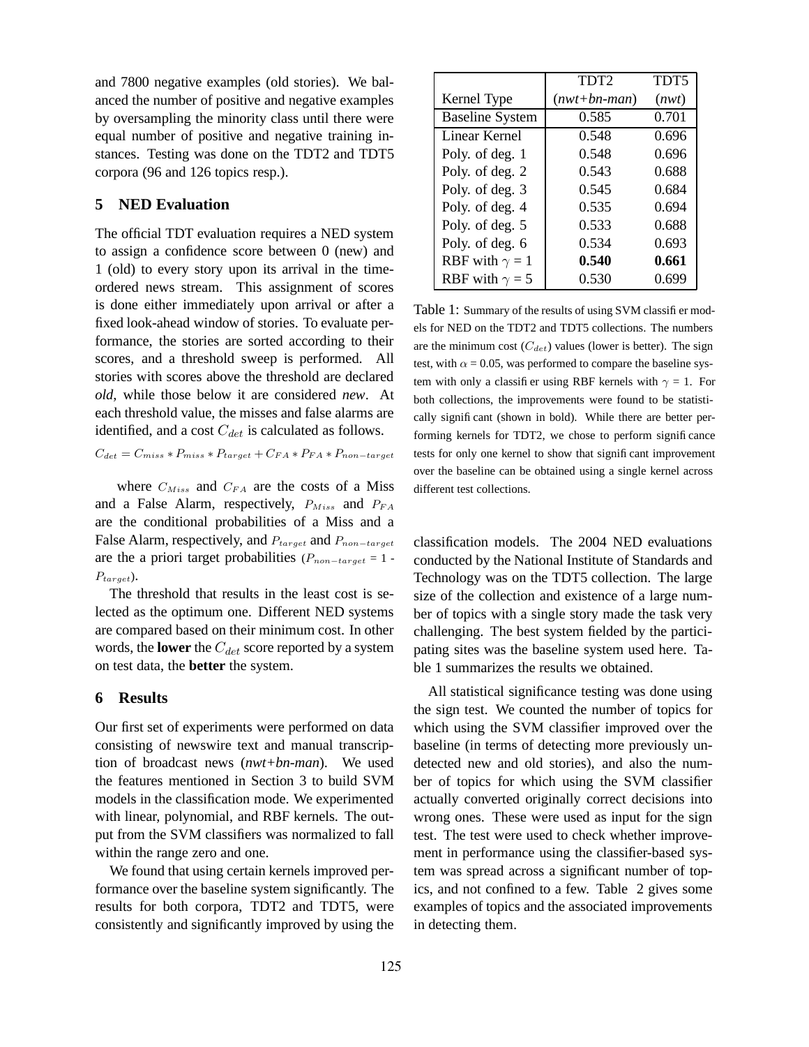and 7800 negative examples (old stories). We balanced the number of positive and negative examples by oversampling the minority class until there were equal number of positive and negative training instances. Testing was done on the TDT2 and TDT5 corpora (96 and 126 topics resp.).

## 5 NED Evaluation

The official TDT evaluation requires a NED system to assign a confidence score between 0 (new) and 1 (old) to every story upon its arrival in the time-ordered news stream. This assignment of scores is done either immediately upon arrival or after a fixed look-ahead window of stories. To evaluate performance, the stories are sorted according to their scores, and a threshold sweep is performed. All stories with scores above the threshold are declared *old*, while those below it are considered *new*. At each threshold value, the misses and false alarms are identified, and a cost $C_{det}$ is calculated as follows.

$$C_{det} = C_{miss} * P_{miss} * P_{target} + C_{FA} * P_{FA} * P_{non-target}$$

where $C_{Miss}$ and $C_{FA}$ are the costs of a Miss and a False Alarm, respectively, $P_{Miss}$ and $P_{FA}$ are the conditional probabilities of a Miss and a False Alarm, respectively, and $P_{target}$ and $P_{non-target}$ are the a priori target probabilities ($P_{non-target}$ = 1 - $P_{target}$).

The threshold that results in the least cost is selected as the optimum one. Different NED systems are compared based on their minimum cost. In other words, the **lower** the $C_{det}$ score reported by a system on test data, the **better** the system.

## 6 Results

Our first set of experiments were performed on data consisting of newswire text and manual transcription of broadcast news (*nwt+bn-man*). We used the features mentioned in Section 3 to build SVM models in the classification mode. We experimented with linear, polynomial, and RBF kernels. The output from the SVM classifiers was normalized to fall within the range zero and one.

We found that using certain kernels improved performance over the baseline system significantly. The results for both corpora, TDT2 and TDT5, were consistently and significantly improved by using the classification models. The 2004 NED evaluations conducted by the National Institute of Standards and Technology was on the TDT5 collection. The large size of the collection and existence of a large number of topics with a single story made the task very challenging. The best system fielded by the participating sites was the baseline system used here. Table 1 summarizes the results we obtained.

| Kernel Type | TDT2 (*nwt+bn-man*) | TDT5 (*nwt*) |
|---|---|---|
| Baseline System | 0.585 | 0.701 |
| Linear Kernel | 0.548 | 0.696 |
| Poly. of deg. 1 | 0.548 | 0.696 |
| Poly. of deg. 2 | 0.543 | 0.688 |
| Poly. of deg. 3 | 0.545 | 0.684 |
| Poly. of deg. 4 | 0.535 | 0.694 |
| Poly. of deg. 5 | 0.533 | 0.688 |
| Poly. of deg. 6 | 0.534 | 0.693 |
| RBF with $\gamma$ = 1 | **0.540** | **0.661** |
| RBF with $\gamma$ = 5 | 0.530 | 0.699 |

Table 1: Summary of the results of using SVM classifier models for NED on the TDT2 and TDT5 collections. The numbers are the minimum cost ($C_{det}$) values (lower is better). The sign test, with $\alpha$ = 0.05, was performed to compare the baseline system with only a classifier using RBF kernels with $\gamma$ = 1. For both collections, the improvements were found to be statistically significant (shown in bold). While there are better performing kernels for TDT2, we chose to perform significance tests for only one kernel to show that significant improvement over the baseline can be obtained using a single kernel across different test collections.

All statistical significance testing was done using the sign test. We counted the number of topics for which using the SVM classifier improved over the baseline (in terms of detecting more previously undetected new and old stories), and also the number of topics for which using the SVM classifier actually converted originally correct decisions into wrong ones. These were used as input for the sign test. The test were used to check whether improvement in performance using the classifier-based system was spread across a significant number of topics, and not confined to a few. Table 2 gives some examples of topics and the associated improvements in detecting them.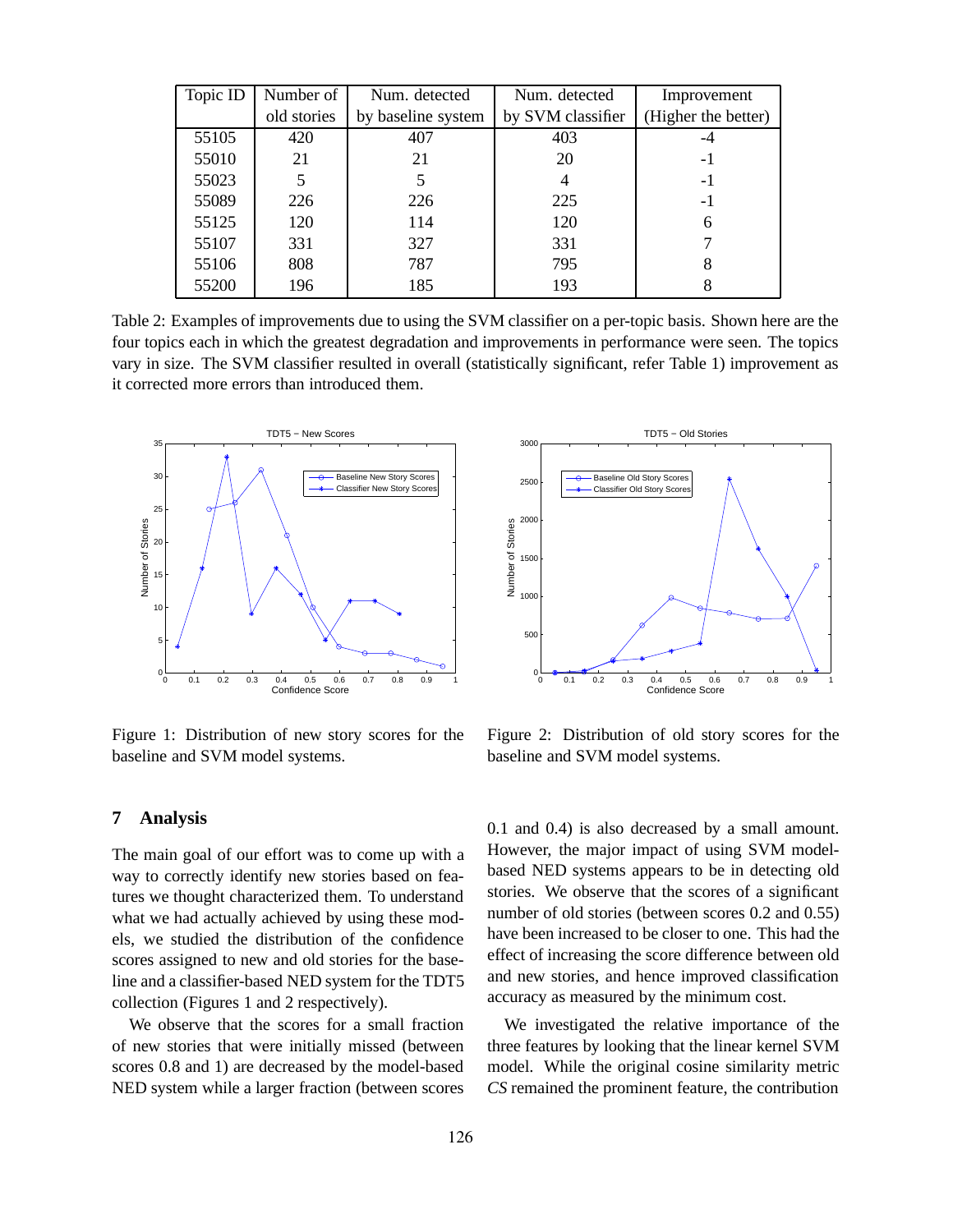| Topic ID | Number of old stories | Num. detected by baseline system | Num. detected by SVM classifier | Improvement (Higher the better) |
|---|---|---|---|---|
| 55105 | 420 | 407 | 403 | -4 |
| 55010 | 21 | 21 | 20 | -1 |
| 55023 | 5 | 5 | 4 | -1 |
| 55089 | 226 | 226 | 225 | -1 |
| 55125 | 120 | 114 | 120 | 6 |
| 55107 | 331 | 327 | 331 | 7 |
| 55106 | 808 | 787 | 795 | 8 |
| 55200 | 196 | 185 | 193 | 8 |

Table 2: Examples of improvements due to using the SVM classifier on a per-topic basis. Shown here are the four topics each in which the greatest degradation and improvements in performance were seen. The topics vary in size. The SVM classifier resulted in overall (statistically significant, refer Table 1) improvement as it corrected more errors than introduced them.

Figure 1: Distribution of new story scores for the baseline and SVM model systems.

Figure 2: Distribution of old story scores for the baseline and SVM model systems.

## 7 Analysis

The main goal of our effort was to come up with a way to correctly identify new stories based on features we thought characterized them. To understand what we had actually achieved by using these models, we studied the distribution of the confidence scores assigned to new and old stories for the baseline and a classifier-based NED system for the TDT5 collection (Figures 1 and 2 respectively).

We observe that the scores for a small fraction of new stories that were initially missed (between scores 0.8 and 1) are decreased by the model-based NED system while a larger fraction (between scores 0.1 and 0.4) is also decreased by a small amount. However, the major impact of using SVM model-based NED systems appears to be in detecting old stories. We observe that the scores of a significant number of old stories (between scores 0.2 and 0.55) have been increased to be closer to one. This had the effect of increasing the score difference between old and new stories, and hence improved classification accuracy as measured by the minimum cost.

We investigated the relative importance of the three features by looking that the linear kernel SVM model. While the original cosine similarity metric *CS* remained the prominent feature, the contribution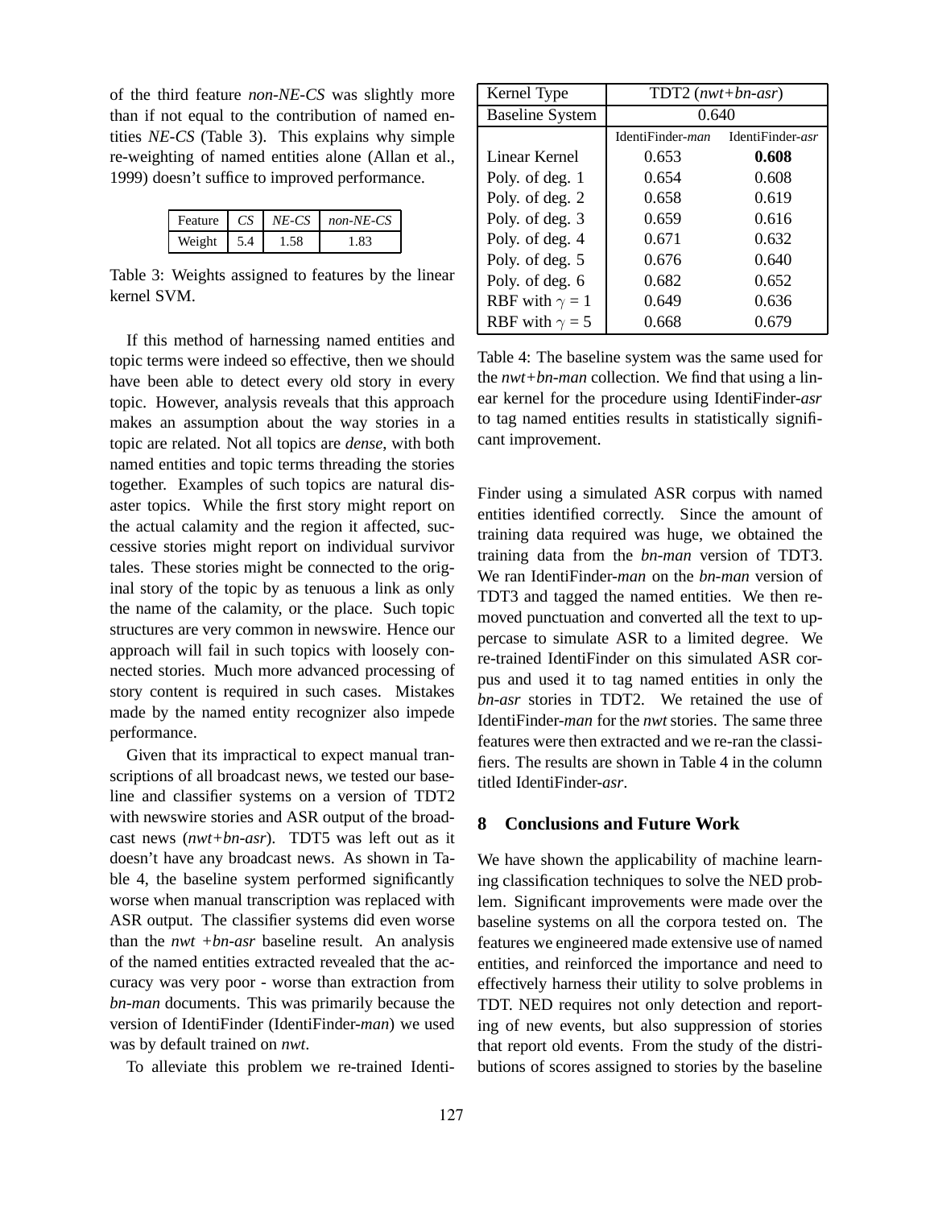of the third feature *non-NE-CS* was slightly more than if not equal to the contribution of named entities *NE-CS* (Table 3). This explains why simple re-weighting of named entities alone (Allan et al., 1999) doesn't suffice to improved performance.

| Feature | *CS* | *NE-CS* | *non-NE-CS* |
|---|---|---|---|
| Weight | 5.4 | 1.58 | 1.83 |

Table 3: Weights assigned to features by the linear kernel SVM.

If this method of harnessing named entities and topic terms were indeed so effective, then we should have been able to detect every old story in every topic. However, analysis reveals that this approach makes an assumption about the way stories in a topic are related. Not all topics are *dense*, with both named entities and topic terms threading the stories together. Examples of such topics are natural disaster topics. While the first story might report on the actual calamity and the region it affected, successive stories might report on individual survivor tales. These stories might be connected to the original story of the topic by as tenuous a link as only the name of the calamity, or the place. Such topic structures are very common in newswire. Hence our approach will fail in such topics with loosely connected stories. Much more advanced processing of story content is required in such cases. Mistakes made by the named entity recognizer also impede performance.

Given that its impractical to expect manual transcriptions of all broadcast news, we tested our baseline and classifier systems on a version of TDT2 with newswire stories and ASR output of the broadcast news (*nwt+bn-asr*). TDT5 was left out as it doesn't have any broadcast news. As shown in Table 4, the baseline system performed significantly worse when manual transcription was replaced with ASR output. The classifier systems did even worse than the *nwt +bn-asr* baseline result. An analysis of the named entities extracted revealed that the accuracy was very poor - worse than extraction from *bn-man* documents. This was primarily because the version of IdentiFinder (IdentiFinder-*man*) we used was by default trained on *nwt*.

To alleviate this problem we re-trained IdentiFinder using a simulated ASR corpus with named entities identified correctly. Since the amount of training data required was huge, we obtained the training data from the *bn-man* version of TDT3. We ran IdentiFinder-*man* on the *bn-man* version of TDT3 and tagged the named entities. We then removed punctuation and converted all the text to uppercase to simulate ASR to a limited degree. We re-trained IdentiFinder on this simulated ASR corpus and used it to tag named entities in only the *bn-asr* stories in TDT2. We retained the use of IdentiFinder-*man* for the *nwt* stories. The same three features were then extracted and we re-ran the classifiers. The results are shown in Table 4 in the column titled IdentiFinder-*asr*.

| Kernel Type | TDT2 (*nwt+bn-asr*) | |
|---|---|---|
| Baseline System | 0.640 | |
| | IdentiFinder-*man* | IdentiFinder-*asr* |
| Linear Kernel | 0.653 | **0.608** |
| Poly. of deg. 1 | 0.654 | 0.608 |
| Poly. of deg. 2 | 0.658 | 0.619 |
| Poly. of deg. 3 | 0.659 | 0.616 |
| Poly. of deg. 4 | 0.671 | 0.632 |
| Poly. of deg. 5 | 0.676 | 0.640 |
| Poly. of deg. 6 | 0.682 | 0.652 |
| RBF with $\gamma = 1$ | 0.649 | 0.636 |
| RBF with $\gamma = 5$ | 0.668 | 0.679 |

Table 4: The baseline system was the same used for the *nwt+bn-man* collection. We find that using a linear kernel for the procedure using IdentiFinder-*asr* to tag named entities results in statistically significant improvement.

## 8 Conclusions and Future Work

We have shown the applicability of machine learning classification techniques to solve the NED problem. Significant improvements were made over the baseline systems on all the corpora tested on. The features we engineered made extensive use of named entities, and reinforced the importance and need to effectively harness their utility to solve problems in TDT. NED requires not only detection and reporting of new events, but also suppression of stories that report old events. From the study of the distributions of scores assigned to stories by the baseline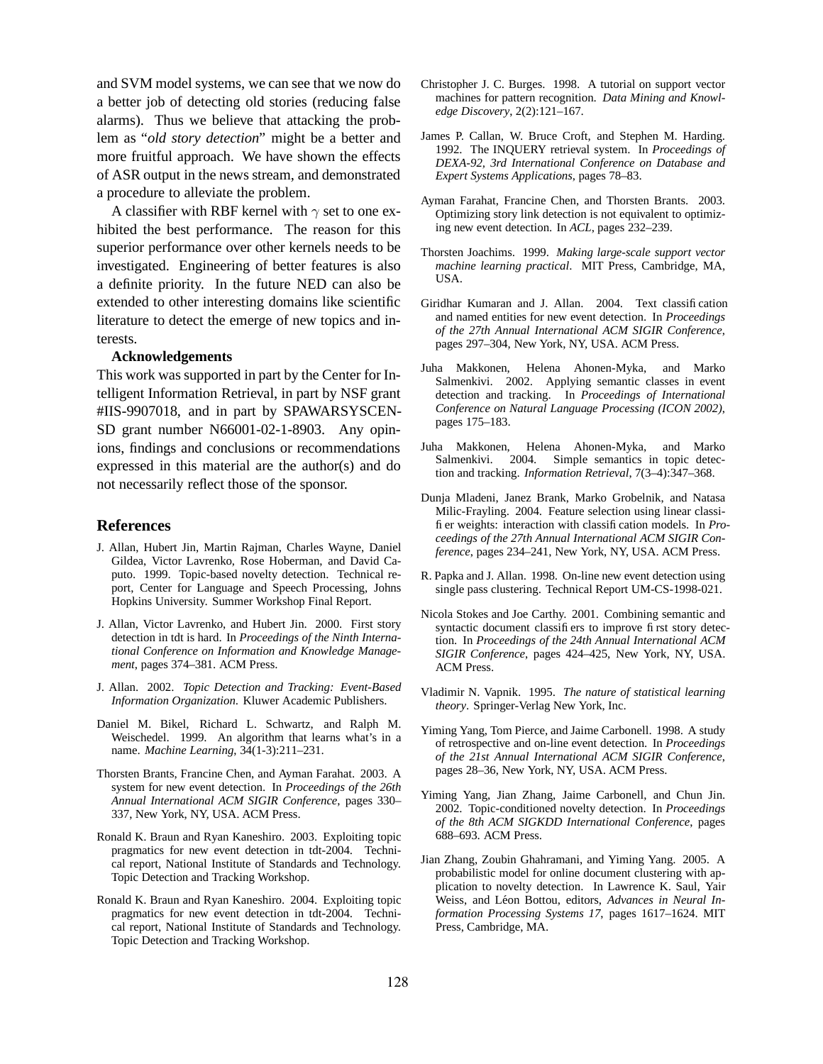and SVM model systems, we can see that we now do a better job of detecting old stories (reducing false alarms). Thus we believe that attacking the problem as "*old story detection*" might be a better and more fruitful approach. We have shown the effects of ASR output in the news stream, and demonstrated a procedure to alleviate the problem.

A classifier with RBF kernel with $\gamma$ set to one exhibited the best performance. The reason for this superior performance over other kernels needs to be investigated. Engineering of better features is also a definite priority. In the future NED can also be extended to other interesting domains like scientific literature to detect the emerge of new topics and interests.

**Acknowledgements**

This work was supported in part by the Center for Intelligent Information Retrieval, in part by NSF grant #IIS-9907018, and in part by SPAWARSYSCEN-SD grant number N66001-02-1-8903. Any opinions, findings and conclusions or recommendations expressed in this material are the author(s) and do not necessarily reflect those of the sponsor.

## References

J. Allan, Hubert Jin, Martin Rajman, Charles Wayne, Daniel Gildea, Victor Lavrenko, Rose Hoberman, and David Caputo. 1999. Topic-based novelty detection. Technical report, Center for Language and Speech Processing, Johns Hopkins University. Summer Workshop Final Report.

J. Allan, Victor Lavrenko, and Hubert Jin. 2000. First story detection in tdt is hard. In *Proceedings of the Ninth International Conference on Information and Knowledge Management*, pages 374–381. ACM Press.

J. Allan. 2002. *Topic Detection and Tracking: Event-Based Information Organization*. Kluwer Academic Publishers.

Daniel M. Bikel, Richard L. Schwartz, and Ralph M. Weischedel. 1999. An algorithm that learns what's in a name. *Machine Learning*, 34(1-3):211–231.

Thorsten Brants, Francine Chen, and Ayman Farahat. 2003. A system for new event detection. In *Proceedings of the 26th Annual International ACM SIGIR Conference*, pages 330–337, New York, NY, USA. ACM Press.

Ronald K. Braun and Ryan Kaneshiro. 2003. Exploiting topic pragmatics for new event detection in tdt-2004. Technical report, National Institute of Standards and Technology. Topic Detection and Tracking Workshop.

Ronald K. Braun and Ryan Kaneshiro. 2004. Exploiting topic pragmatics for new event detection in tdt-2004. Technical report, National Institute of Standards and Technology. Topic Detection and Tracking Workshop.

Christopher J. C. Burges. 1998. A tutorial on support vector machines for pattern recognition. *Data Mining and Knowledge Discovery*, 2(2):121–167.

James P. Callan, W. Bruce Croft, and Stephen M. Harding. 1992. The INQUERY retrieval system. In *Proceedings of DEXA-92, 3rd International Conference on Database and Expert Systems Applications*, pages 78–83.

Ayman Farahat, Francine Chen, and Thorsten Brants. 2003. Optimizing story link detection is not equivalent to optimizing new event detection. In *ACL*, pages 232–239.

Thorsten Joachims. 1999. *Making large-scale support vector machine learning practical*. MIT Press, Cambridge, MA, USA.

Giridhar Kumaran and J. Allan. 2004. Text classification and named entities for new event detection. In *Proceedings of the 27th Annual International ACM SIGIR Conference*, pages 297–304, New York, NY, USA. ACM Press.

Juha Makkonen, Helena Ahonen-Myka, and Marko Salmenkivi. 2002. Applying semantic classes in event detection and tracking. In *Proceedings of International Conference on Natural Language Processing (ICON 2002)*, pages 175–183.

Juha Makkonen, Helena Ahonen-Myka, and Marko Salmenkivi. 2004. Simple semantics in topic detection and tracking. *Information Retrieval*, 7(3–4):347–368.

Dunja Mladeni, Janez Brank, Marko Grobelnik, and Natasa Milic-Frayling. 2004. Feature selection using linear classifier weights: interaction with classification models. In *Proceedings of the 27th Annual International ACM SIGIR Conference*, pages 234–241, New York, NY, USA. ACM Press.

R. Papka and J. Allan. 1998. On-line new event detection using single pass clustering. Technical Report UM-CS-1998-021.

Nicola Stokes and Joe Carthy. 2001. Combining semantic and syntactic document classifiers to improve first story detection. In *Proceedings of the 24th Annual International ACM SIGIR Conference*, pages 424–425, New York, NY, USA. ACM Press.

Vladimir N. Vapnik. 1995. *The nature of statistical learning theory*. Springer-Verlag New York, Inc.

Yiming Yang, Tom Pierce, and Jaime Carbonell. 1998. A study of retrospective and on-line event detection. In *Proceedings of the 21st Annual International ACM SIGIR Conference*, pages 28–36, New York, NY, USA. ACM Press.

Yiming Yang, Jian Zhang, Jaime Carbonell, and Chun Jin. 2002. Topic-conditioned novelty detection. In *Proceedings of the 8th ACM SIGKDD International Conference*, pages 688–693. ACM Press.

Jian Zhang, Zoubin Ghahramani, and Yiming Yang. 2005. A probabilistic model for online document clustering with application to novelty detection. In Lawrence K. Saul, Yair Weiss, and Léon Bottou, editors, *Advances in Neural Information Processing Systems 17*, pages 1617–1624. MIT Press, Cambridge, MA.